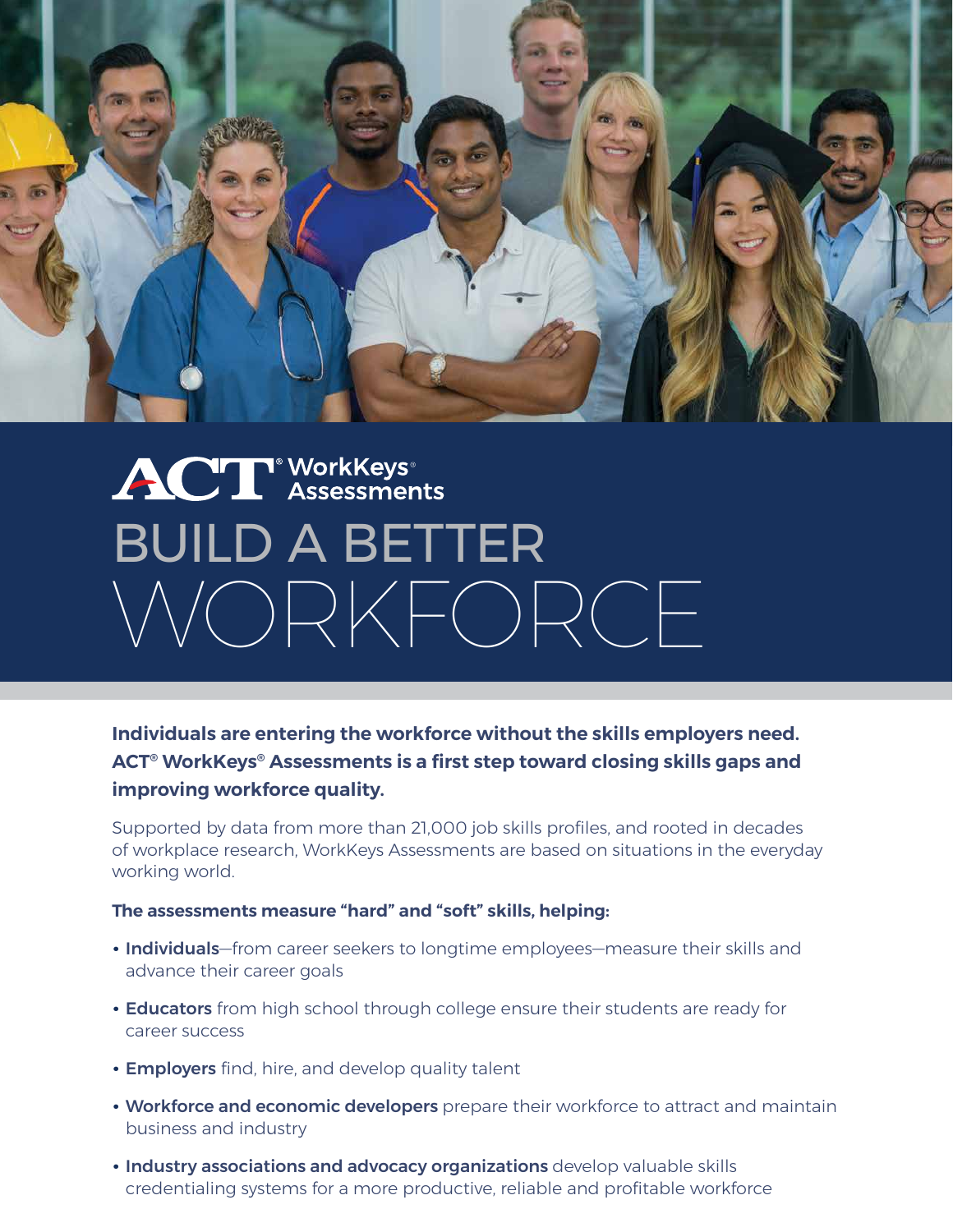# ACT® WorkKeys® Assessments

# BUILD A BETTER WORKFORCE

**Individuals are entering the workforce without the skills employers need. ACT® WorkKeys® Assessments is a first step toward closing skills gaps and improving workforce quality.**

Supported by data from more than 21,000 job skills profiles, and rooted in decades of workplace research, WorkKeys Assessments are based on situations in the everyday working world.

**The assessments measure "hard" and "soft" skills, helping:**

- **Individuals**—from career seekers to longtime employees—measure their skills and advance their career goals
- **Educators** from high school through college ensure their students are ready for career success
- **Employers** find, hire, and develop quality talent
- **Workforce and economic developers** prepare their workforce to attract and maintain business and industry
- **Industry associations and advocacy organizations** develop valuable skills credentialing systems for a more productive, reliable and profitable workforce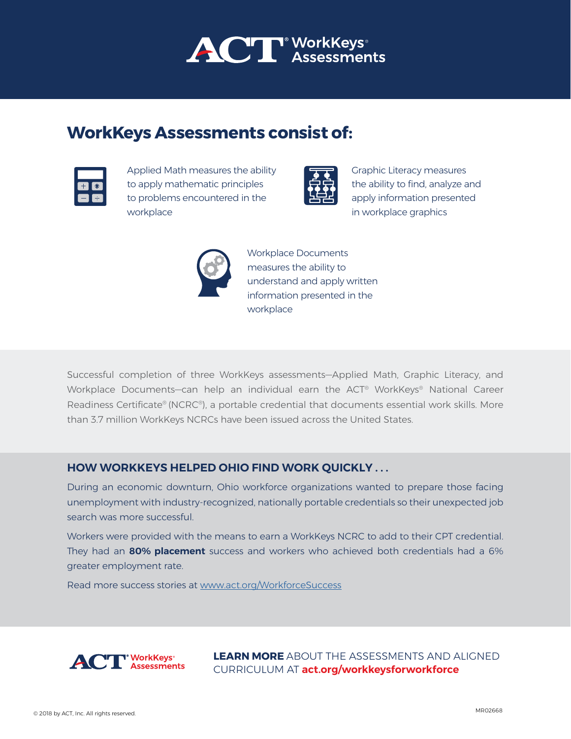# ACT® WorkKeys® Assessments

## WorkKeys Assessments consist of:

Applied Math measures the ability to apply mathematic principles to problems encountered in the workplace

Graphic Literacy measures the ability to find, analyze and apply information presented in workplace graphics

Workplace Documents measures the ability to understand and apply written information presented in the workplace

Successful completion of three WorkKeys assessments—Applied Math, Graphic Literacy, and Workplace Documents—can help an individual earn the ACT® WorkKeys® National Career Readiness Certificate® (NCRC®), a portable credential that documents essential work skills. More than 3.7 million WorkKeys NCRCs have been issued across the United States.

### HOW WORKKEYS HELPED OHIO FIND WORK QUICKLY . . .

During an economic downturn, Ohio workforce organizations wanted to prepare those facing unemployment with industry-recognized, nationally portable credentials so their unexpected job search was more successful.

Workers were provided with the means to earn a WorkKeys NCRC to add to their CPT credential. They had an **80% placement** success and workers who achieved both credentials had a 6% greater employment rate.

Read more success stories at www.act.org/WorkforceSuccess

ACT® WorkKeys® Assessments

**LEARN MORE** ABOUT THE ASSESSMENTS AND ALIGNED CURRICULUM AT **act.org/workkeysforworkforce**

© 2018 by ACT, Inc. All rights reserved.

MR02668